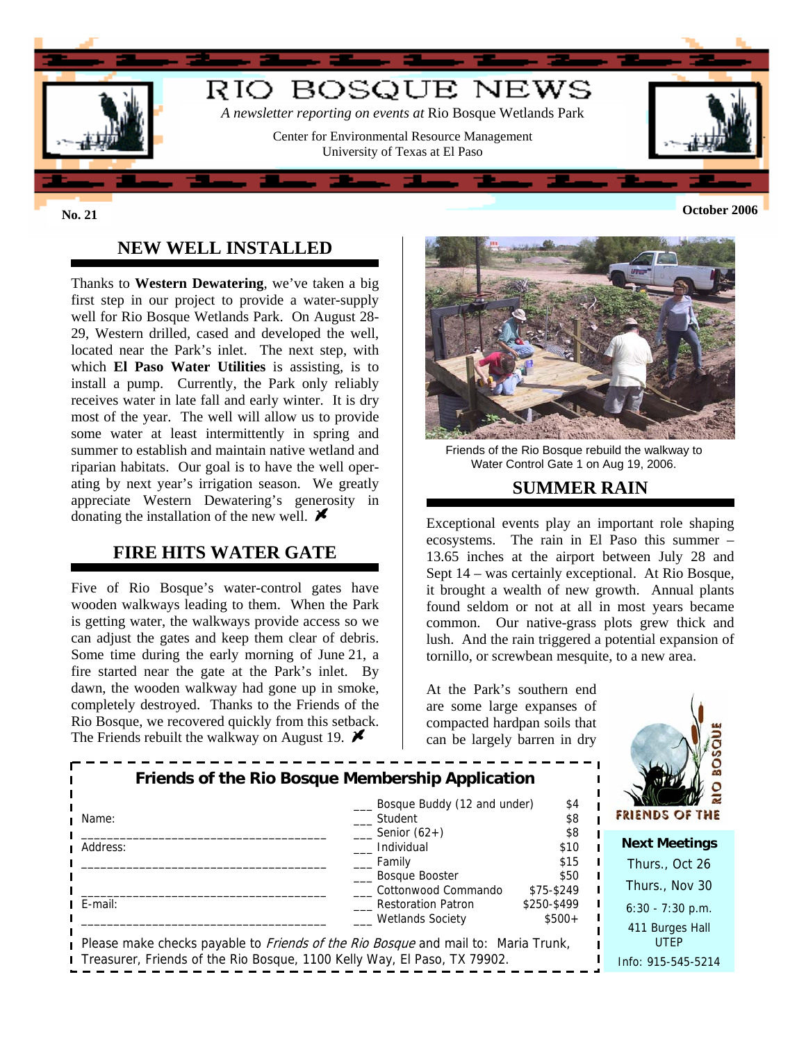# RIO BOSQUE NEWS

*A newsletter reporting on events at* Rio Bosque Wetlands Park

Center for Environmental Resource Management
University of Texas at El Paso

**No. 21** **October 2006**

## NEW WELL INSTALLED

Thanks to **Western Dewatering**, we've taken a big first step in our project to provide a water-supply well for Rio Bosque Wetlands Park. On August 28-29, Western drilled, cased and developed the well, located near the Park's inlet. The next step, with which **El Paso Water Utilities** is assisting, is to install a pump. Currently, the Park only reliably receives water in late fall and early winter. It is dry most of the year. The well will allow us to provide some water at least intermittently in spring and summer to establish and maintain native wetland and riparian habitats. Our goal is to have the well operating by next year's irrigation season. We greatly appreciate Western Dewatering's generosity in donating the installation of the new well.

## FIRE HITS WATER GATE

Five of Rio Bosque's water-control gates have wooden walkways leading to them. When the Park is getting water, the walkways provide access so we can adjust the gates and keep them clear of debris. Some time during the early morning of June 21, a fire started near the gate at the Park's inlet. By dawn, the wooden walkway had gone up in smoke, completely destroyed. Thanks to the Friends of the Rio Bosque, we recovered quickly from this setback. The Friends rebuilt the walkway on August 19.

Friends of the Rio Bosque rebuild the walkway to Water Control Gate 1 on Aug 19, 2006.

## SUMMER RAIN

Exceptional events play an important role shaping ecosystems. The rain in El Paso this summer – 13.65 inches at the airport between July 28 and Sept 14 – was certainly exceptional. At Rio Bosque, it brought a wealth of new growth. Annual plants found seldom or not at all in most years became common. Our native-grass plots grew thick and lush. And the rain triggered a potential expansion of tornillo, or screwbean mesquite, to a new area.

At the Park's southern end are some large expanses of compacted hardpan soils that can be largely barren in dry

### Friends of the Rio Bosque Membership Application

Name: ___________________________________

Address: ___________________________________

___________________________________

E-mail: ___________________________________

| | Membership | Amount |
|---|---|---|
| ___ | Bosque Buddy (12 and under) | $4 |
| ___ | Student | $8 |
| ___ | Senior (62+) | $8 |
| ___ | Individual | $10 |
| ___ | Family | $15 |
| ___ | Bosque Booster | $50 |
| ___ | Cottonwood Commando | $75-$249 |
| ___ | Restoration Patron | $250-$499 |
| ___ | Wetlands Society | $500+ |

Please make checks payable to *Friends of the Rio Bosque* and mail to: Maria Trunk, Treasurer, Friends of the Rio Bosque, 1100 Kelly Way, El Paso, TX 79902.

FRIENDS OF THE RIO BOSQUE

**Next Meetings**

Thurs., Oct 26

Thurs., Nov 30

6:30 - 7:30 p.m.

411 Burges Hall
UTEP

Info: 915-545-5214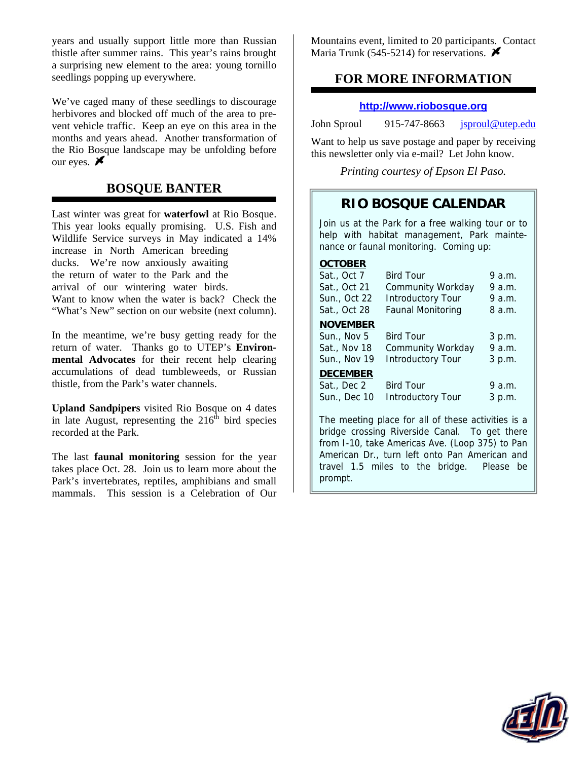years and usually support little more than Russian thistle after summer rains. This year's rains brought a surprising new element to the area: young tornillo seedlings popping up everywhere.

We've caged many of these seedlings to discourage herbivores and blocked off much of the area to prevent vehicle traffic. Keep an eye on this area in the months and years ahead. Another transformation of the Rio Bosque landscape may be unfolding before our eyes.

## BOSQUE BANTER

Last winter was great for **waterfowl** at Rio Bosque. This year looks equally promising. U.S. Fish and Wildlife Service surveys in May indicated a 14% increase in North American breeding ducks. We're now anxiously awaiting the return of water to the Park and the arrival of our wintering water birds. Want to know when the water is back? Check the "What's New" section on our website (next column).

In the meantime, we're busy getting ready for the return of water. Thanks go to UTEP's **Environmental Advocates** for their recent help clearing accumulations of dead tumbleweeds, or Russian thistle, from the Park's water channels.

**Upland Sandpipers** visited Rio Bosque on 4 dates in late August, representing the 216th bird species recorded at the Park.

The last **faunal monitoring** session for the year takes place Oct. 28. Join us to learn more about the Park's invertebrates, reptiles, amphibians and small mammals. This session is a Celebration of Our Mountains event, limited to 20 participants. Contact Maria Trunk (545-5214) for reservations.

## FOR MORE INFORMATION

**http://www.riobosque.org**

John Sproul    915-747-8663    jsproul@utep.edu

Want to help us save postage and paper by receiving this newsletter only via e-mail? Let John know.

*Printing courtesy of Epson El Paso.*

## RIO BOSQUE CALENDAR

Join us at the Park for a free walking tour or to help with habitat management, Park maintenance or faunal monitoring. Coming up:

**OCTOBER**

| | | |
|---|---|---|
| Sat., Oct 7 | Bird Tour | 9 a.m. |
| Sat., Oct 21 | Community Workday | 9 a.m. |
| Sun., Oct 22 | Introductory Tour | 9 a.m. |
| Sat., Oct 28 | Faunal Monitoring | 8 a.m. |

**NOVEMBER**

| | | |
|---|---|---|
| Sun., Nov 5 | Bird Tour | 3 p.m. |
| Sat., Nov 18 | Community Workday | 9 a.m. |
| Sun., Nov 19 | Introductory Tour | 3 p.m. |

**DECEMBER**

| | | |
|---|---|---|
| Sat., Dec 2 | Bird Tour | 9 a.m. |
| Sun., Dec 10 | Introductory Tour | 3 p.m. |

The meeting place for all of these activities is a bridge crossing Riverside Canal. To get there from I-10, take Americas Ave. (Loop 375) to Pan American Dr., turn left onto Pan American and travel 1.5 miles to the bridge. Please be prompt.